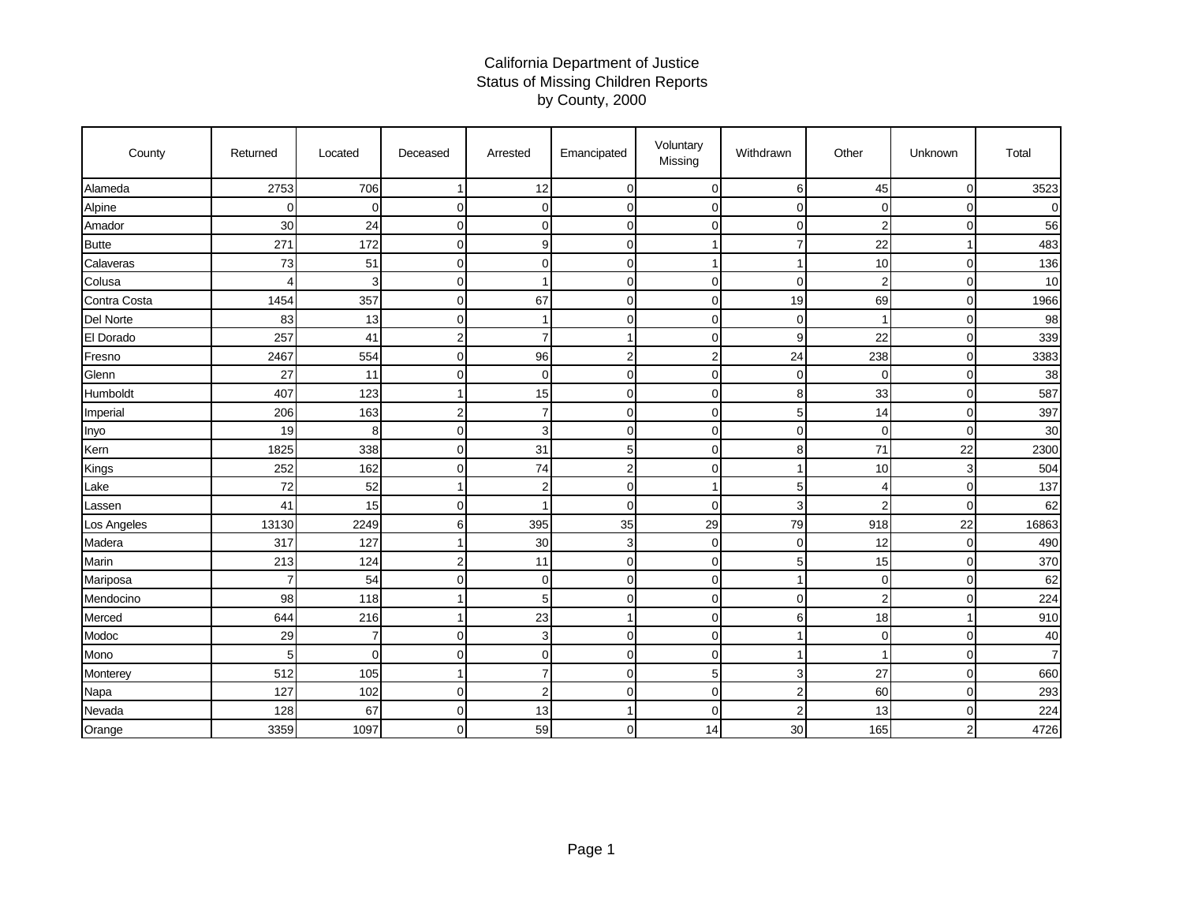# California Department of Justice
## Status of Missing Children Reports
### by County, 2000

| County | Returned | Located | Deceased | Arrested | Emancipated | Voluntary Missing | Withdrawn | Other | Unknown | Total |
|---|---|---|---|---|---|---|---|---|---|---|
| Alameda | 2753 | 706 | 1 | 12 | 0 | 0 | 6 | 45 | 0 | 3523 |
| Alpine | 0 | 0 | 0 | 0 | 0 | 0 | 0 | 0 | 0 | 0 |
| Amador | 30 | 24 | 0 | 0 | 0 | 0 | 0 | 2 | 0 | 56 |
| Butte | 271 | 172 | 0 | 9 | 0 | 1 | 7 | 22 | 1 | 483 |
| Calaveras | 73 | 51 | 0 | 0 | 0 | 1 | 1 | 10 | 0 | 136 |
| Colusa | 4 | 3 | 0 | 1 | 0 | 0 | 0 | 2 | 0 | 10 |
| Contra Costa | 1454 | 357 | 0 | 67 | 0 | 0 | 19 | 69 | 0 | 1966 |
| Del Norte | 83 | 13 | 0 | 1 | 0 | 0 | 0 | 1 | 0 | 98 |
| El Dorado | 257 | 41 | 2 | 7 | 1 | 0 | 9 | 22 | 0 | 339 |
| Fresno | 2467 | 554 | 0 | 96 | 2 | 2 | 24 | 238 | 0 | 3383 |
| Glenn | 27 | 11 | 0 | 0 | 0 | 0 | 0 | 0 | 0 | 38 |
| Humboldt | 407 | 123 | 1 | 15 | 0 | 0 | 8 | 33 | 0 | 587 |
| Imperial | 206 | 163 | 2 | 7 | 0 | 0 | 5 | 14 | 0 | 397 |
| Inyo | 19 | 8 | 0 | 3 | 0 | 0 | 0 | 0 | 0 | 30 |
| Kern | 1825 | 338 | 0 | 31 | 5 | 0 | 8 | 71 | 22 | 2300 |
| Kings | 252 | 162 | 0 | 74 | 2 | 0 | 1 | 10 | 3 | 504 |
| Lake | 72 | 52 | 1 | 2 | 0 | 1 | 5 | 4 | 0 | 137 |
| Lassen | 41 | 15 | 0 | 1 | 0 | 0 | 3 | 2 | 0 | 62 |
| Los Angeles | 13130 | 2249 | 6 | 395 | 35 | 29 | 79 | 918 | 22 | 16863 |
| Madera | 317 | 127 | 1 | 30 | 3 | 0 | 0 | 12 | 0 | 490 |
| Marin | 213 | 124 | 2 | 11 | 0 | 0 | 5 | 15 | 0 | 370 |
| Mariposa | 7 | 54 | 0 | 0 | 0 | 0 | 1 | 0 | 0 | 62 |
| Mendocino | 98 | 118 | 1 | 5 | 0 | 0 | 0 | 2 | 0 | 224 |
| Merced | 644 | 216 | 1 | 23 | 1 | 0 | 6 | 18 | 1 | 910 |
| Modoc | 29 | 7 | 0 | 3 | 0 | 0 | 1 | 0 | 0 | 40 |
| Mono | 5 | 0 | 0 | 0 | 0 | 0 | 1 | 1 | 0 | 7 |
| Monterey | 512 | 105 | 1 | 7 | 0 | 5 | 3 | 27 | 0 | 660 |
| Napa | 127 | 102 | 0 | 2 | 0 | 0 | 2 | 60 | 0 | 293 |
| Nevada | 128 | 67 | 0 | 13 | 1 | 0 | 2 | 13 | 0 | 224 |
| Orange | 3359 | 1097 | 0 | 59 | 0 | 14 | 30 | 165 | 2 | 4726 |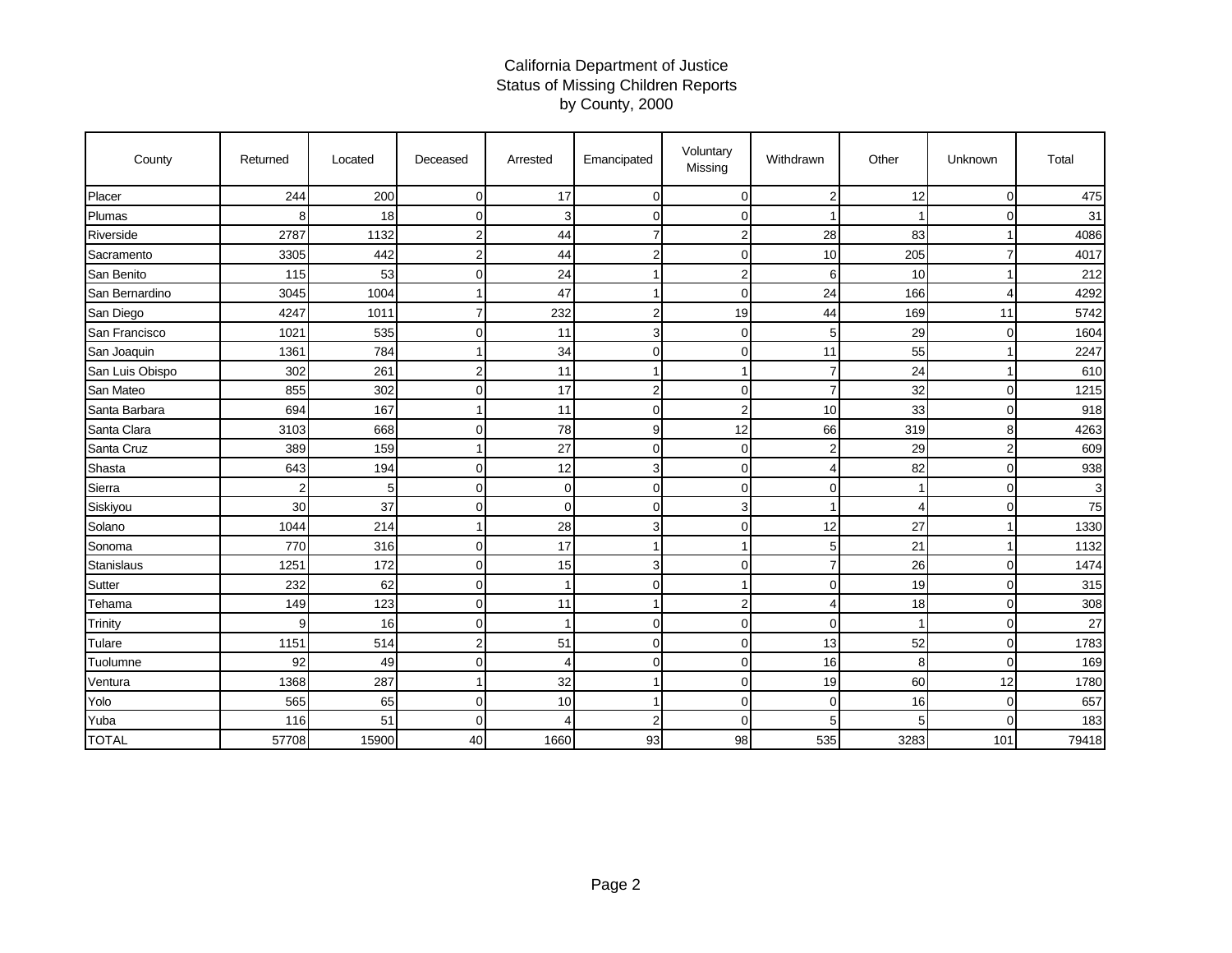California Department of Justice
Status of Missing Children Reports
by County, 2000

| County | Returned | Located | Deceased | Arrested | Emancipated | Voluntary Missing | Withdrawn | Other | Unknown | Total |
|---|---|---|---|---|---|---|---|---|---|---|
| Placer | 244 | 200 | 0 | 17 | 0 | 0 | 2 | 12 | 0 | 475 |
| Plumas | 8 | 18 | 0 | 3 | 0 | 0 | 1 | 1 | 0 | 31 |
| Riverside | 2787 | 1132 | 2 | 44 | 7 | 2 | 28 | 83 | 1 | 4086 |
| Sacramento | 3305 | 442 | 2 | 44 | 2 | 0 | 10 | 205 | 7 | 4017 |
| San Benito | 115 | 53 | 0 | 24 | 1 | 2 | 6 | 10 | 1 | 212 |
| San Bernardino | 3045 | 1004 | 1 | 47 | 1 | 0 | 24 | 166 | 4 | 4292 |
| San Diego | 4247 | 1011 | 7 | 232 | 2 | 19 | 44 | 169 | 11 | 5742 |
| San Francisco | 1021 | 535 | 0 | 11 | 3 | 0 | 5 | 29 | 0 | 1604 |
| San Joaquin | 1361 | 784 | 1 | 34 | 0 | 0 | 11 | 55 | 1 | 2247 |
| San Luis Obispo | 302 | 261 | 2 | 11 | 1 | 1 | 7 | 24 | 1 | 610 |
| San Mateo | 855 | 302 | 0 | 17 | 2 | 0 | 7 | 32 | 0 | 1215 |
| Santa Barbara | 694 | 167 | 1 | 11 | 0 | 2 | 10 | 33 | 0 | 918 |
| Santa Clara | 3103 | 668 | 0 | 78 | 9 | 12 | 66 | 319 | 8 | 4263 |
| Santa Cruz | 389 | 159 | 1 | 27 | 0 | 0 | 2 | 29 | 2 | 609 |
| Shasta | 643 | 194 | 0 | 12 | 3 | 0 | 4 | 82 | 0 | 938 |
| Sierra | 2 | 5 | 0 | 0 | 0 | 0 | 0 | 1 | 0 | 3 |
| Siskiyou | 30 | 37 | 0 | 0 | 0 | 3 | 1 | 4 | 0 | 75 |
| Solano | 1044 | 214 | 1 | 28 | 3 | 0 | 12 | 27 | 1 | 1330 |
| Sonoma | 770 | 316 | 0 | 17 | 1 | 1 | 5 | 21 | 1 | 1132 |
| Stanislaus | 1251 | 172 | 0 | 15 | 3 | 0 | 7 | 26 | 0 | 1474 |
| Sutter | 232 | 62 | 0 | 1 | 0 | 1 | 0 | 19 | 0 | 315 |
| Tehama | 149 | 123 | 0 | 11 | 1 | 2 | 4 | 18 | 0 | 308 |
| Trinity | 9 | 16 | 0 | 1 | 0 | 0 | 0 | 1 | 0 | 27 |
| Tulare | 1151 | 514 | 2 | 51 | 0 | 0 | 13 | 52 | 0 | 1783 |
| Tuolumne | 92 | 49 | 0 | 4 | 0 | 0 | 16 | 8 | 0 | 169 |
| Ventura | 1368 | 287 | 1 | 32 | 1 | 0 | 19 | 60 | 12 | 1780 |
| Yolo | 565 | 65 | 0 | 10 | 1 | 0 | 0 | 16 | 0 | 657 |
| Yuba | 116 | 51 | 0 | 4 | 2 | 0 | 5 | 5 | 0 | 183 |
| TOTAL | 57708 | 15900 | 40 | 1660 | 93 | 98 | 535 | 3283 | 101 | 79418 |